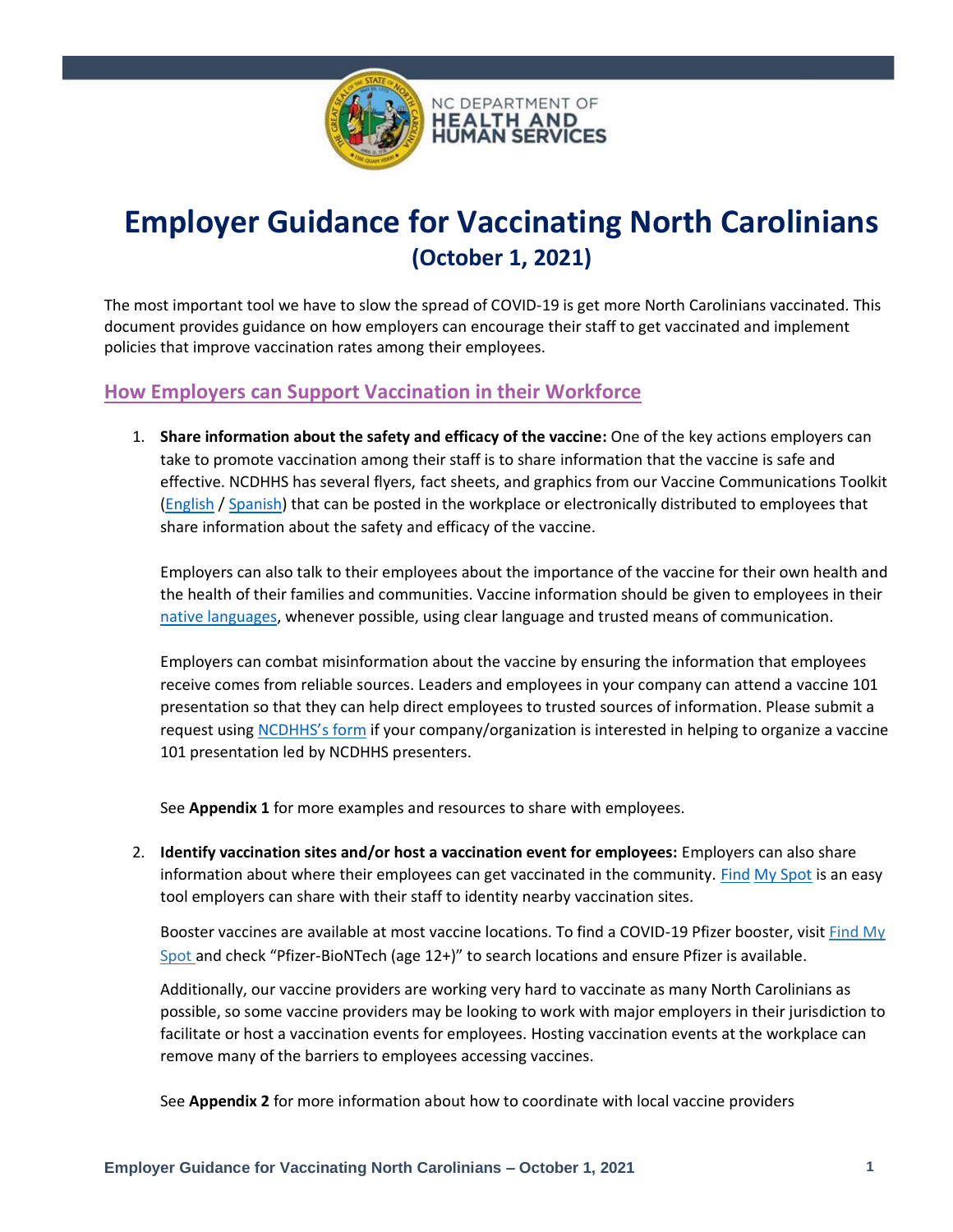# Employer Guidance for Vaccinating North Carolinians
## (October 1, 2021)

The most important tool we have to slow the spread of COVID-19 is get more North Carolinians vaccinated. This document provides guidance on how employers can encourage their staff to get vaccinated and implement policies that improve vaccination rates among their employees.

## How Employers can Support Vaccination in their Workforce

1. **Share information about the safety and efficacy of the vaccine:** One of the key actions employers can take to promote vaccination among their staff is to share information that the vaccine is safe and effective. NCDHHS has several flyers, fact sheets, and graphics from our Vaccine Communications Toolkit (English / Spanish) that can be posted in the workplace or electronically distributed to employees that share information about the safety and efficacy of the vaccine.

   Employers can also talk to their employees about the importance of the vaccine for their own health and the health of their families and communities. Vaccine information should be given to employees in their native languages, whenever possible, using clear language and trusted means of communication.

   Employers can combat misinformation about the vaccine by ensuring the information that employees receive comes from reliable sources. Leaders and employees in your company can attend a vaccine 101 presentation so that they can help direct employees to trusted sources of information. Please submit a request using NCDHHS's form if your company/organization is interested in helping to organize a vaccine 101 presentation led by NCDHHS presenters.

   See **Appendix 1** for more examples and resources to share with employees.

2. **Identify vaccination sites and/or host a vaccination event for employees:** Employers can also share information about where their employees can get vaccinated in the community. Find My Spot is an easy tool employers can share with their staff to identity nearby vaccination sites.

   Booster vaccines are available at most vaccine locations. To find a COVID-19 Pfizer booster, visit Find My Spot and check "Pfizer-BioNTech (age 12+)" to search locations and ensure Pfizer is available.

   Additionally, our vaccine providers are working very hard to vaccinate as many North Carolinians as possible, so some vaccine providers may be looking to work with major employers in their jurisdiction to facilitate or host a vaccination events for employees. Hosting vaccination events at the workplace can remove many of the barriers to employees accessing vaccines.

   See **Appendix 2** for more information about how to coordinate with local vaccine providers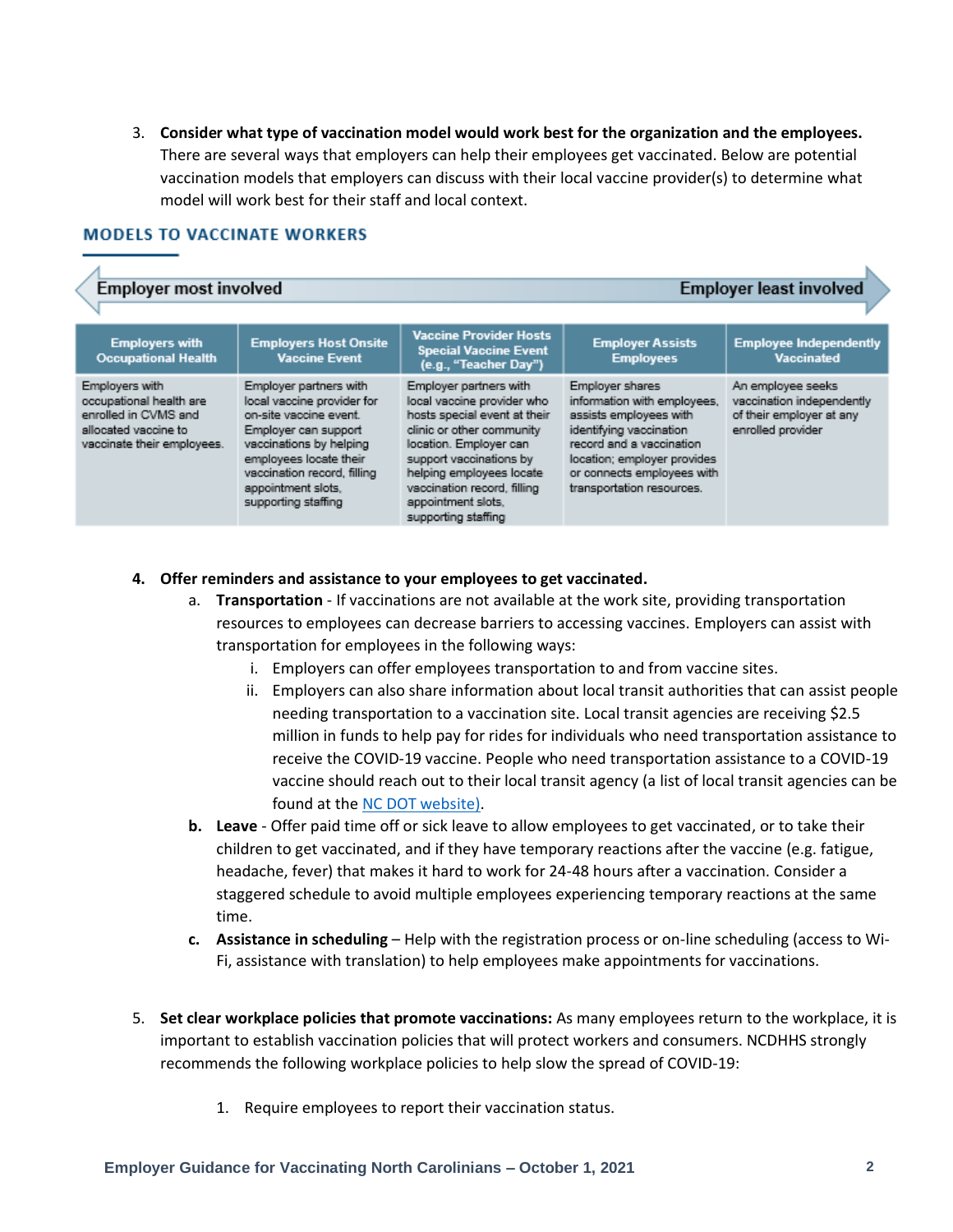3. **Consider what type of vaccination model would work best for the organization and the employees.** There are several ways that employers can help their employees get vaccinated. Below are potential vaccination models that employers can discuss with their local vaccine provider(s) to determine what model will work best for their staff and local context.

## MODELS TO VACCINATE WORKERS

Employer most involved ⟷ Employer least involved

| Employers with Occupational Health | Employers Host Onsite Vaccine Event | Vaccine Provider Hosts Special Vaccine Event (e.g., "Teacher Day") | Employer Assists Employees | Employee Independently Vaccinated |
|---|---|---|---|---|
| Employers with occupational health are enrolled in CVMS and allocated vaccine to vaccinate their employees. | Employer partners with local vaccine provider for on-site vaccine event. Employer can support vaccinations by helping employees locate their vaccination record, filling appointment slots, supporting staffing | Employer partners with local vaccine provider who hosts special event at their clinic or other community location. Employer can support vaccinations by helping employees locate vaccination record, filling appointment slots, supporting staffing | Employer shares information with employees, assists employees with identifying vaccination record and a vaccination location; employer provides or connects employees with transportation resources. | An employee seeks vaccination independently of their employer at any enrolled provider |

4. **Offer reminders and assistance to your employees to get vaccinated.**
   a. **Transportation** - If vaccinations are not available at the work site, providing transportation resources to employees can decrease barriers to accessing vaccines. Employers can assist with transportation for employees in the following ways:
      i. Employers can offer employees transportation to and from vaccine sites.
      ii. Employers can also share information about local transit authorities that can assist people needing transportation to a vaccination site. Local transit agencies are receiving $2.5 million in funds to help pay for rides for individuals who need transportation assistance to receive the COVID-19 vaccine. People who need transportation assistance to a COVID-19 vaccine should reach out to their local transit agency (a list of local transit agencies can be found at the NC DOT website).
   b. **Leave** - Offer paid time off or sick leave to allow employees to get vaccinated, or to take their children to get vaccinated, and if they have temporary reactions after the vaccine (e.g. fatigue, headache, fever) that makes it hard to work for 24-48 hours after a vaccination. Consider a staggered schedule to avoid multiple employees experiencing temporary reactions at the same time.
   c. **Assistance in scheduling** – Help with the registration process or on-line scheduling (access to Wi-Fi, assistance with translation) to help employees make appointments for vaccinations.

5. **Set clear workplace policies that promote vaccinations:** As many employees return to the workplace, it is important to establish vaccination policies that will protect workers and consumers. NCDHHS strongly recommends the following workplace policies to help slow the spread of COVID-19:

   1. Require employees to report their vaccination status.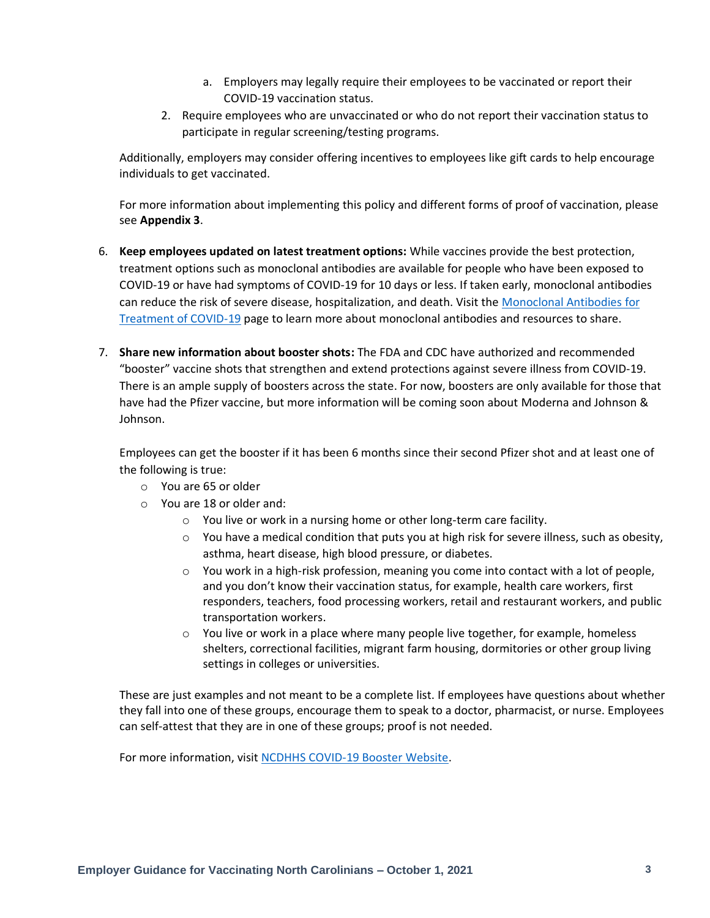a. Employers may legally require their employees to be vaccinated or report their COVID-19 vaccination status.

2. Require employees who are unvaccinated or who do not report their vaccination status to participate in regular screening/testing programs.

Additionally, employers may consider offering incentives to employees like gift cards to help encourage individuals to get vaccinated.

For more information about implementing this policy and different forms of proof of vaccination, please see **Appendix 3**.

6. **Keep employees updated on latest treatment options:** While vaccines provide the best protection, treatment options such as monoclonal antibodies are available for people who have been exposed to COVID-19 or have had symptoms of COVID-19 for 10 days or less. If taken early, monoclonal antibodies can reduce the risk of severe disease, hospitalization, and death. Visit the [Monoclonal Antibodies for Treatment of COVID-19]() page to learn more about monoclonal antibodies and resources to share.

7. **Share new information about booster shots:** The FDA and CDC have authorized and recommended "booster" vaccine shots that strengthen and extend protections against severe illness from COVID-19. There is an ample supply of boosters across the state. For now, boosters are only available for those that have had the Pfizer vaccine, but more information will be coming soon about Moderna and Johnson & Johnson.

   Employees can get the booster if it has been 6 months since their second Pfizer shot and at least one of the following is true:
   - You are 65 or older
   - You are 18 or older and:
     - You live or work in a nursing home or other long-term care facility.
     - You have a medical condition that puts you at high risk for severe illness, such as obesity, asthma, heart disease, high blood pressure, or diabetes.
     - You work in a high-risk profession, meaning you come into contact with a lot of people, and you don't know their vaccination status, for example, health care workers, first responders, teachers, food processing workers, retail and restaurant workers, and public transportation workers.
     - You live or work in a place where many people live together, for example, homeless shelters, correctional facilities, migrant farm housing, dormitories or other group living settings in colleges or universities.

   These are just examples and not meant to be a complete list. If employees have questions about whether they fall into one of these groups, encourage them to speak to a doctor, pharmacist, or nurse. Employees can self-attest that they are in one of these groups; proof is not needed.

   For more information, visit [NCDHHS COVID-19 Booster Website]().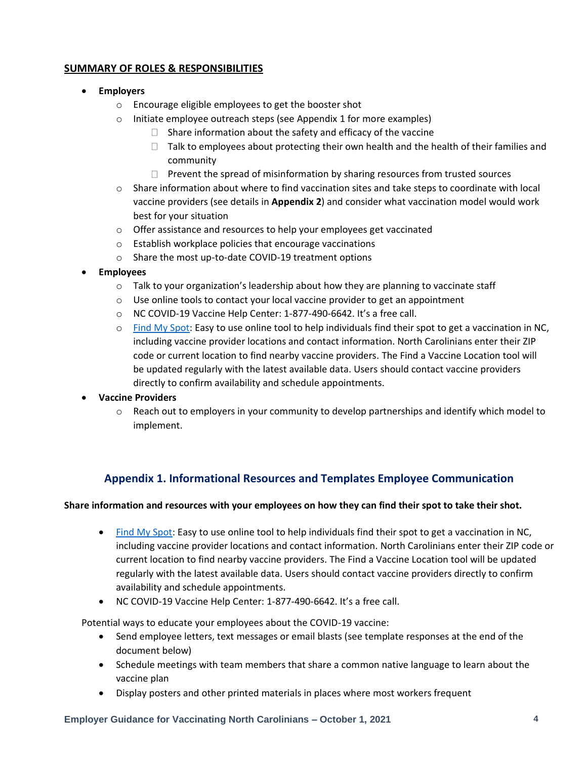## SUMMARY OF ROLES & RESPONSIBILITIES

- **Employers**
  - Encourage eligible employees to get the booster shot
  - Initiate employee outreach steps (see Appendix 1 for more examples)
    - Share information about the safety and efficacy of the vaccine
    - Talk to employees about protecting their own health and the health of their families and community
    - Prevent the spread of misinformation by sharing resources from trusted sources
  - Share information about where to find vaccination sites and take steps to coordinate with local vaccine providers (see details in **Appendix 2**) and consider what vaccination model would work best for your situation
  - Offer assistance and resources to help your employees get vaccinated
  - Establish workplace policies that encourage vaccinations
  - Share the most up-to-date COVID-19 treatment options
- **Employees**
  - Talk to your organization's leadership about how they are planning to vaccinate staff
  - Use online tools to contact your local vaccine provider to get an appointment
  - NC COVID-19 Vaccine Help Center: 1-877-490-6642. It's a free call.
  - Find My Spot: Easy to use online tool to help individuals find their spot to get a vaccination in NC, including vaccine provider locations and contact information. North Carolinians enter their ZIP code or current location to find nearby vaccine providers. The Find a Vaccine Location tool will be updated regularly with the latest available data. Users should contact vaccine providers directly to confirm availability and schedule appointments.
- **Vaccine Providers**
  - Reach out to employers in your community to develop partnerships and identify which model to implement.

## Appendix 1. Informational Resources and Templates Employee Communication

**Share information and resources with your employees on how they can find their spot to take their shot.**

- Find My Spot: Easy to use online tool to help individuals find their spot to get a vaccination in NC, including vaccine provider locations and contact information. North Carolinians enter their ZIP code or current location to find nearby vaccine providers. The Find a Vaccine Location tool will be updated regularly with the latest available data. Users should contact vaccine providers directly to confirm availability and schedule appointments.
- NC COVID-19 Vaccine Help Center: 1-877-490-6642. It's a free call.

Potential ways to educate your employees about the COVID-19 vaccine:

- Send employee letters, text messages or email blasts (see template responses at the end of the document below)
- Schedule meetings with team members that share a common native language to learn about the vaccine plan
- Display posters and other printed materials in places where most workers frequent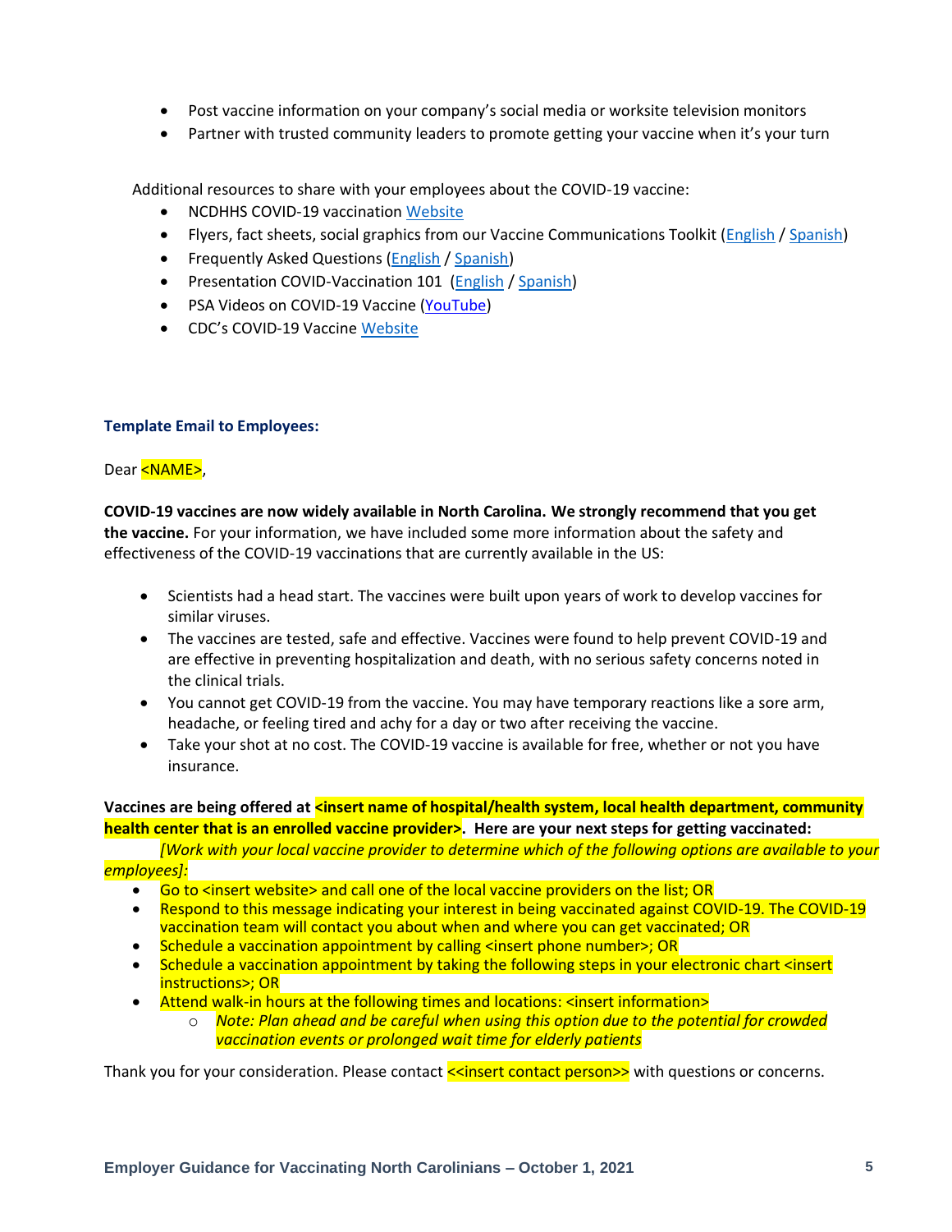- Post vaccine information on your company's social media or worksite television monitors
- Partner with trusted community leaders to promote getting your vaccine when it's your turn

Additional resources to share with your employees about the COVID-19 vaccine:

- NCDHHS COVID-19 vaccination Website
- Flyers, fact sheets, social graphics from our Vaccine Communications Toolkit (English / Spanish)
- Frequently Asked Questions (English / Spanish)
- Presentation COVID-Vaccination 101 (English / Spanish)
- PSA Videos on COVID-19 Vaccine (YouTube)
- CDC's COVID-19 Vaccine Website

### Template Email to Employees:

Dear <NAME>,

**COVID-19 vaccines are now widely available in North Carolina. We strongly recommend that you get the vaccine.** For your information, we have included some more information about the safety and effectiveness of the COVID-19 vaccinations that are currently available in the US:

- Scientists had a head start. The vaccines were built upon years of work to develop vaccines for similar viruses.
- The vaccines are tested, safe and effective. Vaccines were found to help prevent COVID-19 and are effective in preventing hospitalization and death, with no serious safety concerns noted in the clinical trials.
- You cannot get COVID-19 from the vaccine. You may have temporary reactions like a sore arm, headache, or feeling tired and achy for a day or two after receiving the vaccine.
- Take your shot at no cost. The COVID-19 vaccine is available for free, whether or not you have insurance.

**Vaccines are being offered at <insert name of hospital/health system, local health department, community health center that is an enrolled vaccine provider>. Here are your next steps for getting vaccinated:**

*[Work with your local vaccine provider to determine which of the following options are available to your employees]:*

- Go to <insert website> and call one of the local vaccine providers on the list; OR
- Respond to this message indicating your interest in being vaccinated against COVID-19. The COVID-19 vaccination team will contact you about when and where you can get vaccinated; OR
- Schedule a vaccination appointment by calling <insert phone number>; OR
- Schedule a vaccination appointment by taking the following steps in your electronic chart <insert instructions>; OR
- Attend walk-in hours at the following times and locations: <insert information>
  - *Note: Plan ahead and be careful when using this option due to the potential for crowded vaccination events or prolonged wait time for elderly patients*

Thank you for your consideration. Please contact <<insert contact person>> with questions or concerns.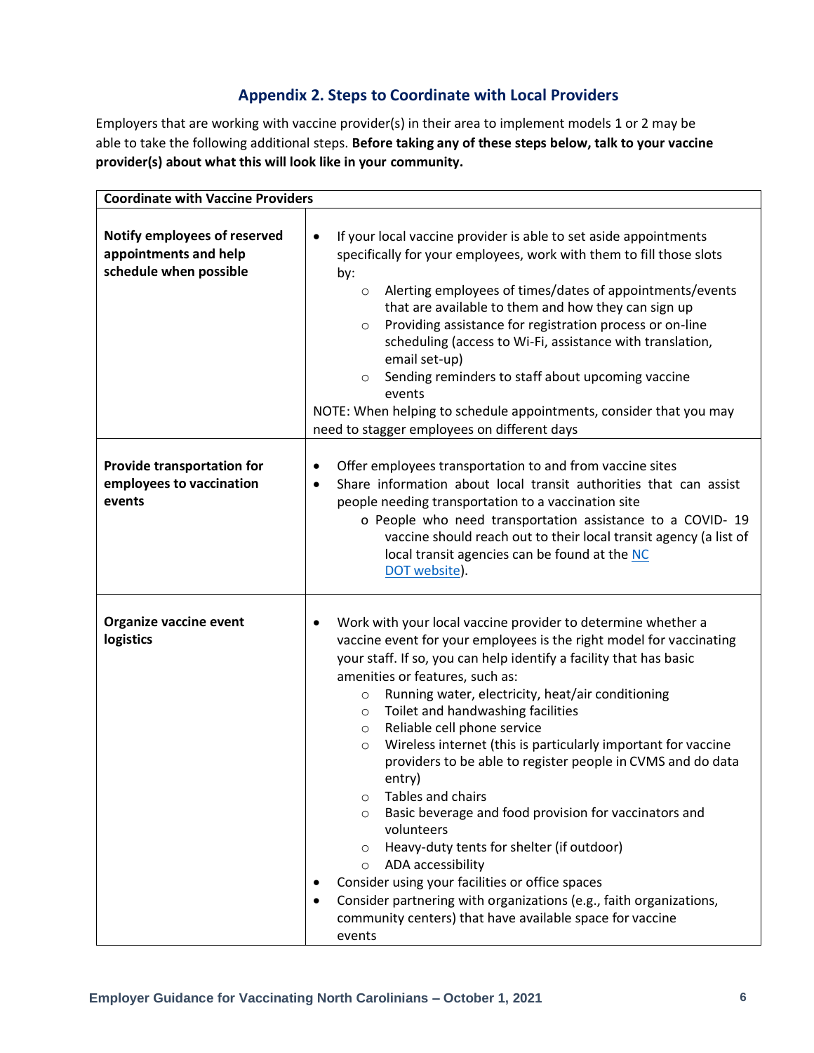## Appendix 2. Steps to Coordinate with Local Providers

Employers that are working with vaccine provider(s) in their area to implement models 1 or 2 may be able to take the following additional steps. **Before taking any of these steps below, talk to your vaccine provider(s) about what this will look like in your community.**

| **Coordinate with Vaccine Providers** | |
|---|---|
| **Notify employees of reserved appointments and help schedule when possible** | • If your local vaccine provider is able to set aside appointments specifically for your employees, work with them to fill those slots by:<br>  ○ Alerting employees of times/dates of appointments/events that are available to them and how they can sign up<br>  ○ Providing assistance for registration process or on-line scheduling (access to Wi-Fi, assistance with translation, email set-up)<br>  ○ Sending reminders to staff about upcoming vaccine events<br>NOTE: When helping to schedule appointments, consider that you may need to stagger employees on different days |
| **Provide transportation for employees to vaccination events** | • Offer employees transportation to and from vaccine sites<br>• Share information about local transit authorities that can assist people needing transportation to a vaccination site<br>  o People who need transportation assistance to a COVID- 19 vaccine should reach out to their local transit agency (a list of local transit agencies can be found at the NC DOT website). |
| **Organize vaccine event logistics** | • Work with your local vaccine provider to determine whether a vaccine event for your employees is the right model for vaccinating your staff. If so, you can help identify a facility that has basic amenities or features, such as:<br>  ○ Running water, electricity, heat/air conditioning<br>  ○ Toilet and handwashing facilities<br>  ○ Reliable cell phone service<br>  ○ Wireless internet (this is particularly important for vaccine providers to be able to register people in CVMS and do data entry)<br>  ○ Tables and chairs<br>  ○ Basic beverage and food provision for vaccinators and volunteers<br>  ○ Heavy-duty tents for shelter (if outdoor)<br>  ○ ADA accessibility<br>• Consider using your facilities or office spaces<br>• Consider partnering with organizations (e.g., faith organizations, community centers) that have available space for vaccine events |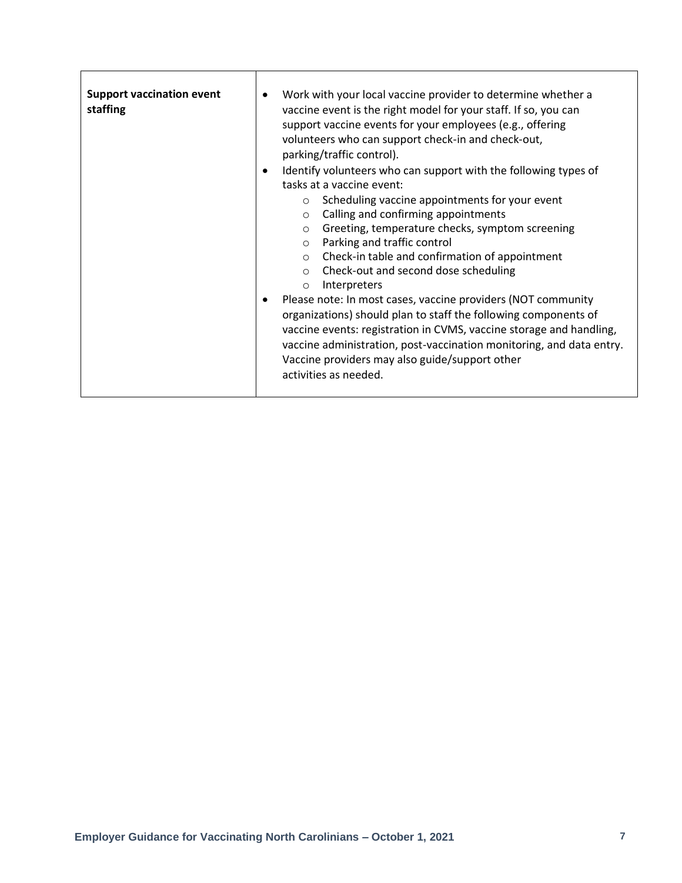| | |
|---|---|
| **Support vaccination event staffing** | • Work with your local vaccine provider to determine whether a vaccine event is the right model for your staff. If so, you can support vaccine events for your employees (e.g., offering volunteers who can support check-in and check-out, parking/traffic control).<br>• Identify volunteers who can support with the following types of tasks at a vaccine event:<br>&nbsp;&nbsp;&nbsp;&nbsp;○ Scheduling vaccine appointments for your event<br>&nbsp;&nbsp;&nbsp;&nbsp;○ Calling and confirming appointments<br>&nbsp;&nbsp;&nbsp;&nbsp;○ Greeting, temperature checks, symptom screening<br>&nbsp;&nbsp;&nbsp;&nbsp;○ Parking and traffic control<br>&nbsp;&nbsp;&nbsp;&nbsp;○ Check-in table and confirmation of appointment<br>&nbsp;&nbsp;&nbsp;&nbsp;○ Check-out and second dose scheduling<br>&nbsp;&nbsp;&nbsp;&nbsp;○ Interpreters<br>• Please note: In most cases, vaccine providers (NOT community organizations) should plan to staff the following components of vaccine events: registration in CVMS, vaccine storage and handling, vaccine administration, post-vaccination monitoring, and data entry. Vaccine providers may also guide/support other activities as needed. |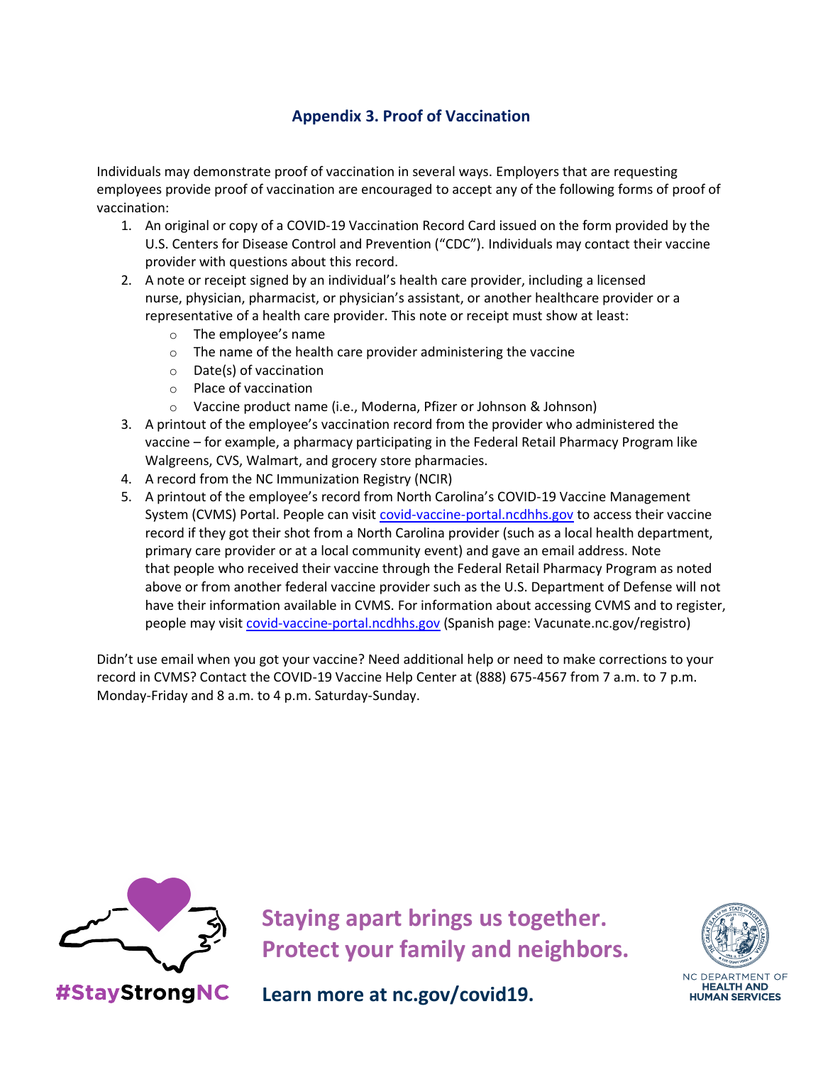## Appendix 3. Proof of Vaccination

Individuals may demonstrate proof of vaccination in several ways. Employers that are requesting employees provide proof of vaccination are encouraged to accept any of the following forms of proof of vaccination:

1. An original or copy of a COVID-19 Vaccination Record Card issued on the form provided by the U.S. Centers for Disease Control and Prevention ("CDC"). Individuals may contact their vaccine provider with questions about this record.
2. A note or receipt signed by an individual's health care provider, including a licensed nurse, physician, pharmacist, or physician's assistant, or another healthcare provider or a representative of a health care provider. This note or receipt must show at least:
   - The employee's name
   - The name of the health care provider administering the vaccine
   - Date(s) of vaccination
   - Place of vaccination
   - Vaccine product name (i.e., Moderna, Pfizer or Johnson & Johnson)
3. A printout of the employee's vaccination record from the provider who administered the vaccine – for example, a pharmacy participating in the Federal Retail Pharmacy Program like Walgreens, CVS, Walmart, and grocery store pharmacies.
4. A record from the NC Immunization Registry (NCIR)
5. A printout of the employee's record from North Carolina's COVID-19 Vaccine Management System (CVMS) Portal. People can visit [covid-vaccine-portal.ncdhhs.gov](https://covid-vaccine-portal.ncdhhs.gov) to access their vaccine record if they got their shot from a North Carolina provider (such as a local health department, primary care provider or at a local community event) and gave an email address. Note that people who received their vaccine through the Federal Retail Pharmacy Program as noted above or from another federal vaccine provider such as the U.S. Department of Defense will not have their information available in CVMS. For information about accessing CVMS and to register, people may visit [covid-vaccine-portal.ncdhhs.gov](https://covid-vaccine-portal.ncdhhs.gov) (Spanish page: Vacunate.nc.gov/registro)

Didn't use email when you got your vaccine? Need additional help or need to make corrections to your record in CVMS? Contact the COVID-19 Vaccine Help Center at (888) 675-4567 from 7 a.m. to 7 p.m. Monday-Friday and 8 a.m. to 4 p.m. Saturday-Sunday.

#StayStrongNC

**Staying apart brings us together.**
**Protect your family and neighbors.**

**Learn more at nc.gov/covid19.**

NC DEPARTMENT OF **HEALTH AND HUMAN SERVICES**